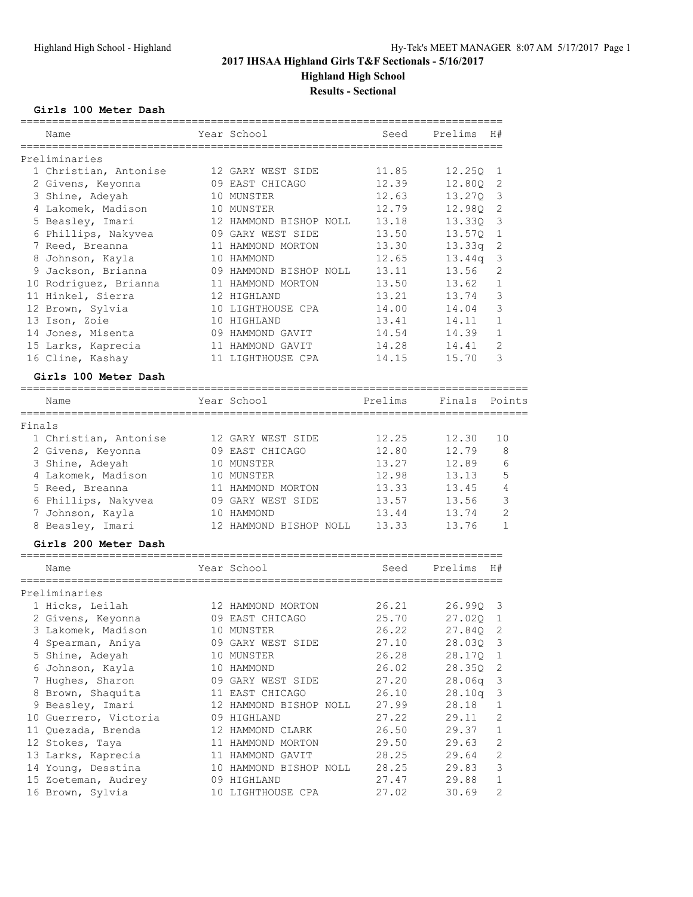# 2017 IHSAA Highland Girls T&F Sectionals - 5/16/2017

## Highland High School

### Results - Sectional

**Girls 100 Meter Dash**

| | Name | Year | School | Seed | Prelims | H# |
|---|---|---|---|---|---|---|
| **Preliminaries** | | | | | | |
| 1 | Christian, Antonise | 12 | GARY WEST SIDE | 11.85 | 12.25Q | 1 |
| 2 | Givens, Keyonna | 09 | EAST CHICAGO | 12.39 | 12.80Q | 2 |
| 3 | Shine, Adeyah | 10 | MUNSTER | 12.63 | 13.27Q | 3 |
| 4 | Lakomek, Madison | 10 | MUNSTER | 12.79 | 12.98Q | 2 |
| 5 | Beasley, Imari | 12 | HAMMOND BISHOP NOLL | 13.18 | 13.33Q | 3 |
| 6 | Phillips, Nakyvea | 09 | GARY WEST SIDE | 13.50 | 13.57Q | 1 |
| 7 | Reed, Breanna | 11 | HAMMOND MORTON | 13.30 | 13.33q | 2 |
| 8 | Johnson, Kayla | 10 | HAMMOND | 12.65 | 13.44q | 3 |
| 9 | Jackson, Brianna | 09 | HAMMOND BISHOP NOLL | 13.11 | 13.56 | 2 |
| 10 | Rodriguez, Brianna | 11 | HAMMOND MORTON | 13.50 | 13.62 | 1 |
| 11 | Hinkel, Sierra | 12 | HIGHLAND | 13.21 | 13.74 | 3 |
| 12 | Brown, Sylvia | 10 | LIGHTHOUSE CPA | 14.00 | 14.04 | 3 |
| 13 | Ison, Zoie | 10 | HIGHLAND | 13.41 | 14.11 | 1 |
| 14 | Jones, Misenta | 09 | HAMMOND GAVIT | 14.54 | 14.39 | 1 |
| 15 | Larks, Kaprecia | 11 | HAMMOND GAVIT | 14.28 | 14.41 | 2 |
| 16 | Cline, Kashay | 11 | LIGHTHOUSE CPA | 14.15 | 15.70 | 3 |

**Girls 100 Meter Dash**

| | Name | Year | School | Prelims | Finals | Points |
|---|---|---|---|---|---|---|
| **Finals** | | | | | | |
| 1 | Christian, Antonise | 12 | GARY WEST SIDE | 12.25 | 12.30 | 10 |
| 2 | Givens, Keyonna | 09 | EAST CHICAGO | 12.80 | 12.79 | 8 |
| 3 | Shine, Adeyah | 10 | MUNSTER | 13.27 | 12.89 | 6 |
| 4 | Lakomek, Madison | 10 | MUNSTER | 12.98 | 13.13 | 5 |
| 5 | Reed, Breanna | 11 | HAMMOND MORTON | 13.33 | 13.45 | 4 |
| 6 | Phillips, Nakyvea | 09 | GARY WEST SIDE | 13.57 | 13.56 | 3 |
| 7 | Johnson, Kayla | 10 | HAMMOND | 13.44 | 13.74 | 2 |
| 8 | Beasley, Imari | 12 | HAMMOND BISHOP NOLL | 13.33 | 13.76 | 1 |

**Girls 200 Meter Dash**

| | Name | Year | School | Seed | Prelims | H# |
|---|---|---|---|---|---|---|
| **Preliminaries** | | | | | | |
| 1 | Hicks, Leilah | 12 | HAMMOND MORTON | 26.21 | 26.99Q | 3 |
| 2 | Givens, Keyonna | 09 | EAST CHICAGO | 25.70 | 27.02Q | 1 |
| 3 | Lakomek, Madison | 10 | MUNSTER | 26.22 | 27.84Q | 2 |
| 4 | Spearman, Aniya | 09 | GARY WEST SIDE | 27.10 | 28.03Q | 3 |
| 5 | Shine, Adeyah | 10 | MUNSTER | 26.28 | 28.17Q | 1 |
| 6 | Johnson, Kayla | 10 | HAMMOND | 26.02 | 28.35Q | 2 |
| 7 | Hughes, Sharon | 09 | GARY WEST SIDE | 27.20 | 28.06q | 3 |
| 8 | Brown, Shaquita | 11 | EAST CHICAGO | 26.10 | 28.10q | 3 |
| 9 | Beasley, Imari | 12 | HAMMOND BISHOP NOLL | 27.99 | 28.18 | 1 |
| 10 | Guerrero, Victoria | 09 | HIGHLAND | 27.22 | 29.11 | 2 |
| 11 | Quezada, Brenda | 12 | HAMMOND CLARK | 26.50 | 29.37 | 1 |
| 12 | Stokes, Taya | 11 | HAMMOND MORTON | 29.50 | 29.63 | 2 |
| 13 | Larks, Kaprecia | 11 | HAMMOND GAVIT | 28.25 | 29.64 | 2 |
| 14 | Young, Desstina | 10 | HAMMOND BISHOP NOLL | 28.25 | 29.83 | 3 |
| 15 | Zoeteman, Audrey | 09 | HIGHLAND | 27.47 | 29.88 | 1 |
| 16 | Brown, Sylvia | 10 | LIGHTHOUSE CPA | 27.02 | 30.69 | 2 |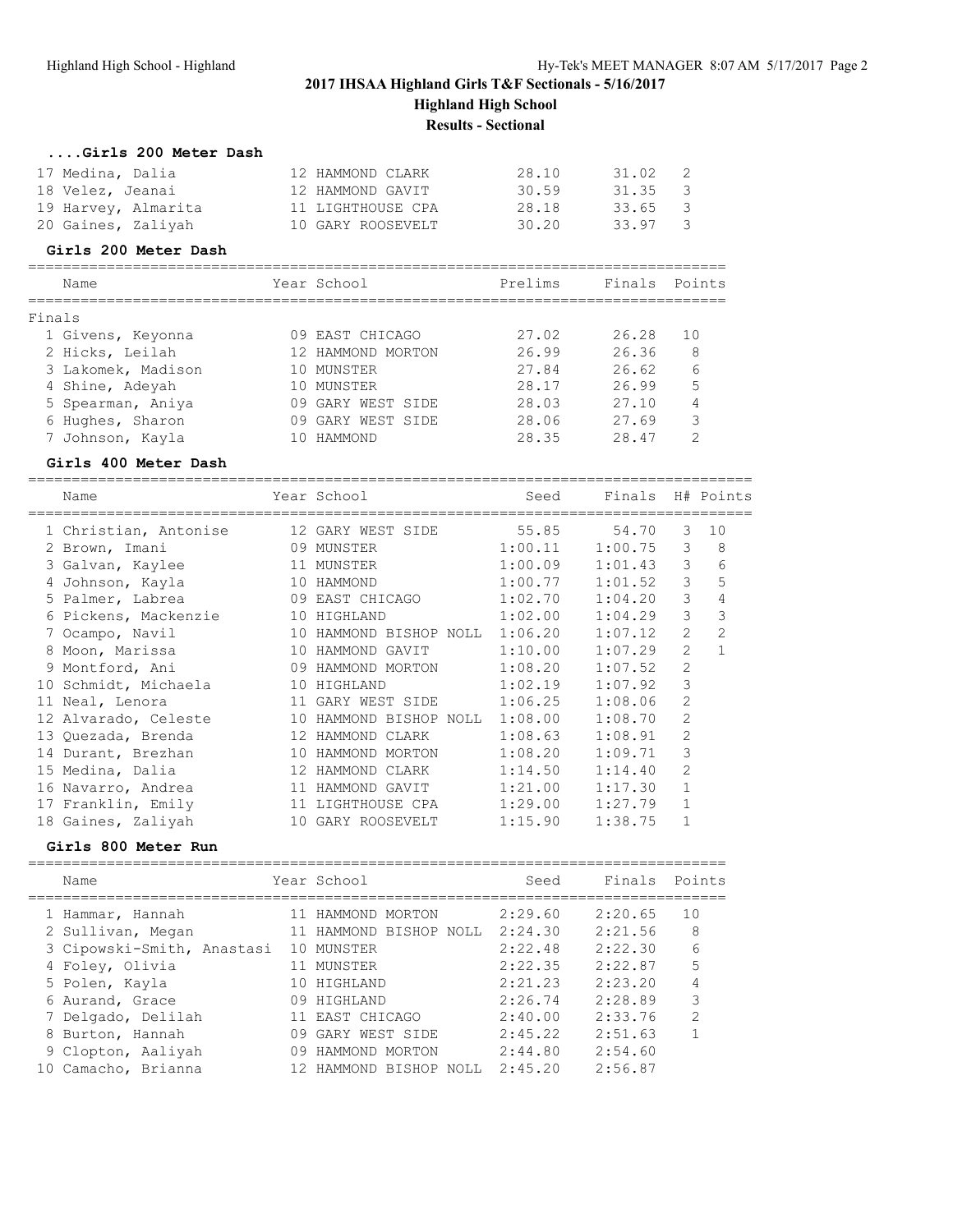## 2017 IHSAA Highland Girls T&F Sectionals - 5/16/2017

**Highland High School**

**Results - Sectional**

### ....Girls 200 Meter Dash

| Place | Name | Year | School | Prelims | Finals | H# |
|---|---|---|---|---|---|---|
| 17 | Medina, Dalia | 12 | HAMMOND CLARK | 28.10 | 31.02 | 2 |
| 18 | Velez, Jeanai | 12 | HAMMOND GAVIT | 30.59 | 31.35 | 3 |
| 19 | Harvey, Almarita | 11 | LIGHTHOUSE CPA | 28.18 | 33.65 | 3 |
| 20 | Gaines, Zaliyah | 10 | GARY ROOSEVELT | 30.20 | 33.97 | 3 |

### Girls 200 Meter Dash

Finals

| Place | Name | Year | School | Prelims | Finals | Points |
|---|---|---|---|---|---|---|
| 1 | Givens, Keyonna | 09 | EAST CHICAGO | 27.02 | 26.28 | 10 |
| 2 | Hicks, Leilah | 12 | HAMMOND MORTON | 26.99 | 26.36 | 8 |
| 3 | Lakomek, Madison | 10 | MUNSTER | 27.84 | 26.62 | 6 |
| 4 | Shine, Adeyah | 10 | MUNSTER | 28.17 | 26.99 | 5 |
| 5 | Spearman, Aniya | 09 | GARY WEST SIDE | 28.03 | 27.10 | 4 |
| 6 | Hughes, Sharon | 09 | GARY WEST SIDE | 28.06 | 27.69 | 3 |
| 7 | Johnson, Kayla | 10 | HAMMOND | 28.35 | 28.47 | 2 |

### Girls 400 Meter Dash

| Place | Name | Year | School | Seed | Finals | H# | Points |
|---|---|---|---|---|---|---|---|
| 1 | Christian, Antonise | 12 | GARY WEST SIDE | 55.85 | 54.70 | 3 | 10 |
| 2 | Brown, Imani | 09 | MUNSTER | 1:00.11 | 1:00.75 | 3 | 8 |
| 3 | Galvan, Kaylee | 11 | MUNSTER | 1:00.09 | 1:01.43 | 3 | 6 |
| 4 | Johnson, Kayla | 10 | HAMMOND | 1:00.77 | 1:01.52 | 3 | 5 |
| 5 | Palmer, Labrea | 09 | EAST CHICAGO | 1:02.70 | 1:04.20 | 3 | 4 |
| 6 | Pickens, Mackenzie | 10 | HIGHLAND | 1:02.00 | 1:04.29 | 3 | 3 |
| 7 | Ocampo, Navil | 10 | HAMMOND BISHOP NOLL | 1:06.20 | 1:07.12 | 2 | 2 |
| 8 | Moon, Marissa | 10 | HAMMOND GAVIT | 1:10.00 | 1:07.29 | 2 | 1 |
| 9 | Montford, Ani | 09 | HAMMOND MORTON | 1:08.20 | 1:07.52 | 2 | |
| 10 | Schmidt, Michaela | 10 | HIGHLAND | 1:02.19 | 1:07.92 | 3 | |
| 11 | Neal, Lenora | 11 | GARY WEST SIDE | 1:06.25 | 1:08.06 | 2 | |
| 12 | Alvarado, Celeste | 10 | HAMMOND BISHOP NOLL | 1:08.00 | 1:08.70 | 2 | |
| 13 | Quezada, Brenda | 12 | HAMMOND CLARK | 1:08.63 | 1:08.91 | 2 | |
| 14 | Durant, Brezhan | 10 | HAMMOND MORTON | 1:08.20 | 1:09.71 | 3 | |
| 15 | Medina, Dalia | 12 | HAMMOND CLARK | 1:14.50 | 1:14.40 | 2 | |
| 16 | Navarro, Andrea | 11 | HAMMOND GAVIT | 1:21.00 | 1:17.30 | 1 | |
| 17 | Franklin, Emily | 11 | LIGHTHOUSE CPA | 1:29.00 | 1:27.79 | 1 | |
| 18 | Gaines, Zaliyah | 10 | GARY ROOSEVELT | 1:15.90 | 1:38.75 | 1 | |

### Girls 800 Meter Run

| Place | Name | Year | School | Seed | Finals | Points |
|---|---|---|---|---|---|---|
| 1 | Hammar, Hannah | 11 | HAMMOND MORTON | 2:29.60 | 2:20.65 | 10 |
| 2 | Sullivan, Megan | 11 | HAMMOND BISHOP NOLL | 2:24.30 | 2:21.56 | 8 |
| 3 | Cipowski-Smith, Anastasi | 10 | MUNSTER | 2:22.48 | 2:22.30 | 6 |
| 4 | Foley, Olivia | 11 | MUNSTER | 2:22.35 | 2:22.87 | 5 |
| 5 | Polen, Kayla | 10 | HIGHLAND | 2:21.23 | 2:23.20 | 4 |
| 6 | Aurand, Grace | 09 | HIGHLAND | 2:26.74 | 2:28.89 | 3 |
| 7 | Delgado, Delilah | 11 | EAST CHICAGO | 2:40.00 | 2:33.76 | 2 |
| 8 | Burton, Hannah | 09 | GARY WEST SIDE | 2:45.22 | 2:51.63 | 1 |
| 9 | Clopton, Aaliyah | 09 | HAMMOND MORTON | 2:44.80 | 2:54.60 | |
| 10 | Camacho, Brianna | 12 | HAMMOND BISHOP NOLL | 2:45.20 | 2:56.87 | |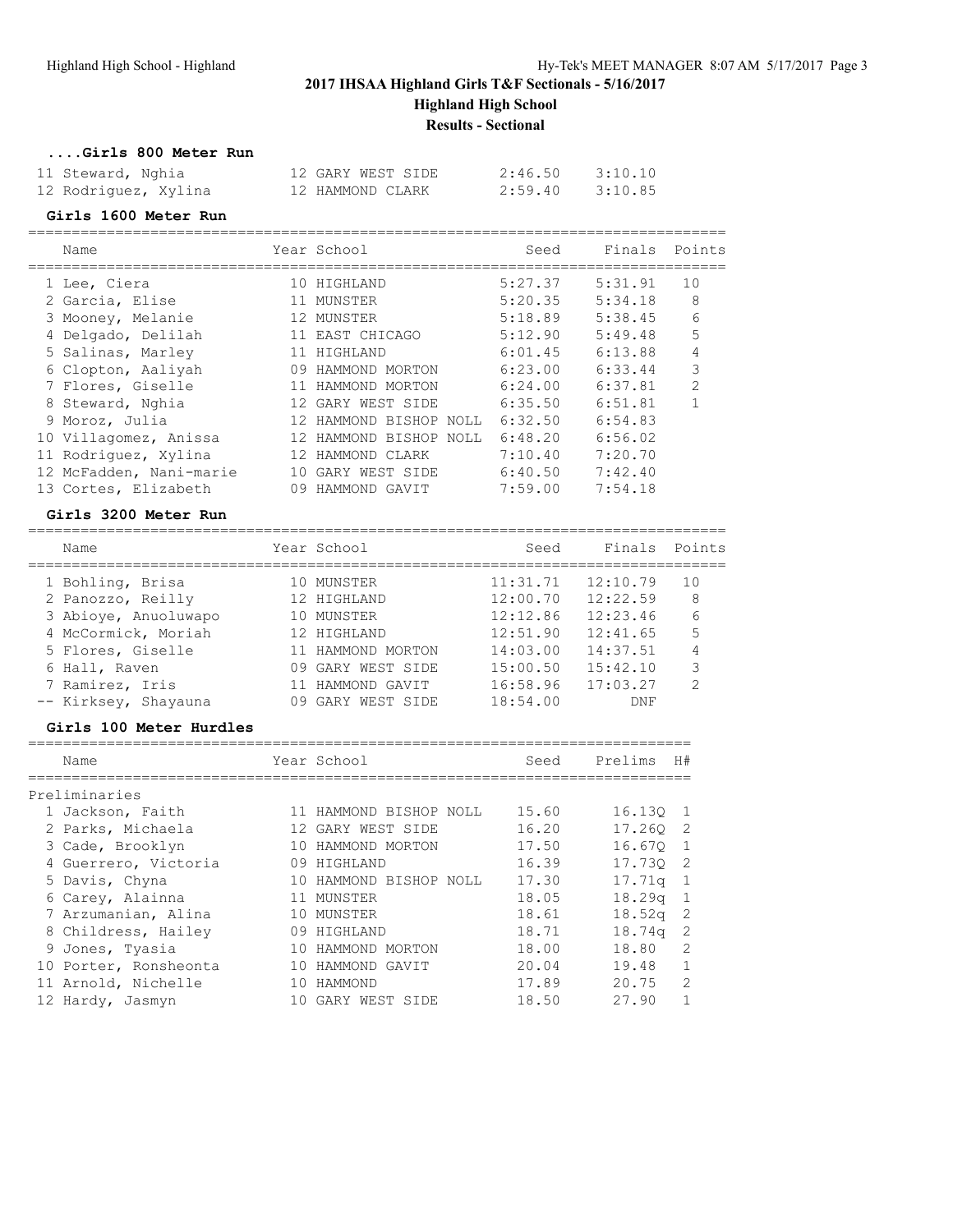# 2017 IHSAA Highland Girls T&F Sectionals - 5/16/2017

## Highland High School

### Results - Sectional

#### ....Girls 800 Meter Run

| Place | Name | Year | School | Seed | Finals |
|---|---|---|---|---|---|
| 11 | Steward, Nghia | 12 | GARY WEST SIDE | 2:46.50 | 3:10.10 |
| 12 | Rodriguez, Xylina | 12 | HAMMOND CLARK | 2:59.40 | 3:10.85 |

#### Girls 1600 Meter Run

| Place | Name | Year | School | Seed | Finals | Points |
|---|---|---|---|---|---|---|
| 1 | Lee, Ciera | 10 | HIGHLAND | 5:27.37 | 5:31.91 | 10 |
| 2 | Garcia, Elise | 11 | MUNSTER | 5:20.35 | 5:34.18 | 8 |
| 3 | Mooney, Melanie | 12 | MUNSTER | 5:18.89 | 5:38.45 | 6 |
| 4 | Delgado, Delilah | 11 | EAST CHICAGO | 5:12.90 | 5:49.48 | 5 |
| 5 | Salinas, Marley | 11 | HIGHLAND | 6:01.45 | 6:13.88 | 4 |
| 6 | Clopton, Aaliyah | 09 | HAMMOND MORTON | 6:23.00 | 6:33.44 | 3 |
| 7 | Flores, Giselle | 11 | HAMMOND MORTON | 6:24.00 | 6:37.81 | 2 |
| 8 | Steward, Nghia | 12 | GARY WEST SIDE | 6:35.50 | 6:51.81 | 1 |
| 9 | Moroz, Julia | 12 | HAMMOND BISHOP NOLL | 6:32.50 | 6:54.83 | |
| 10 | Villagomez, Anissa | 12 | HAMMOND BISHOP NOLL | 6:48.20 | 6:56.02 | |
| 11 | Rodriguez, Xylina | 12 | HAMMOND CLARK | 7:10.40 | 7:20.70 | |
| 12 | McFadden, Nani-marie | 10 | GARY WEST SIDE | 6:40.50 | 7:42.40 | |
| 13 | Cortes, Elizabeth | 09 | HAMMOND GAVIT | 7:59.00 | 7:54.18 | |

#### Girls 3200 Meter Run

| Place | Name | Year | School | Seed | Finals | Points |
|---|---|---|---|---|---|---|
| 1 | Bohling, Brisa | 10 | MUNSTER | 11:31.71 | 12:10.79 | 10 |
| 2 | Panozzo, Reilly | 12 | HIGHLAND | 12:00.70 | 12:22.59 | 8 |
| 3 | Abioye, Anuoluwapo | 10 | MUNSTER | 12:12.86 | 12:23.46 | 6 |
| 4 | McCormick, Moriah | 12 | HIGHLAND | 12:51.90 | 12:41.65 | 5 |
| 5 | Flores, Giselle | 11 | HAMMOND MORTON | 14:03.00 | 14:37.51 | 4 |
| 6 | Hall, Raven | 09 | GARY WEST SIDE | 15:00.50 | 15:42.10 | 3 |
| 7 | Ramirez, Iris | 11 | HAMMOND GAVIT | 16:58.96 | 17:03.27 | 2 |
| -- | Kirksey, Shayauna | 09 | GARY WEST SIDE | 18:54.00 | DNF | |

#### Girls 100 Meter Hurdles

Preliminaries

| Place | Name | Year | School | Seed | Prelims | H# |
|---|---|---|---|---|---|---|
| 1 | Jackson, Faith | 11 | HAMMOND BISHOP NOLL | 15.60 | 16.13Q | 1 |
| 2 | Parks, Michaela | 12 | GARY WEST SIDE | 16.20 | 17.26Q | 2 |
| 3 | Cade, Brooklyn | 10 | HAMMOND MORTON | 17.50 | 16.67Q | 1 |
| 4 | Guerrero, Victoria | 09 | HIGHLAND | 16.39 | 17.73Q | 2 |
| 5 | Davis, Chyna | 10 | HAMMOND BISHOP NOLL | 17.30 | 17.71q | 1 |
| 6 | Carey, Alainna | 11 | MUNSTER | 18.05 | 18.29q | 1 |
| 7 | Arzumanian, Alina | 10 | MUNSTER | 18.61 | 18.52q | 2 |
| 8 | Childress, Hailey | 09 | HIGHLAND | 18.71 | 18.74q | 2 |
| 9 | Jones, Tyasia | 10 | HAMMOND MORTON | 18.00 | 18.80 | 2 |
| 10 | Porter, Ronsheonta | 10 | HAMMOND GAVIT | 20.04 | 19.48 | 1 |
| 11 | Arnold, Nichelle | 10 | HAMMOND | 17.89 | 20.75 | 2 |
| 12 | Hardy, Jasmyn | 10 | GARY WEST SIDE | 18.50 | 27.90 | 1 |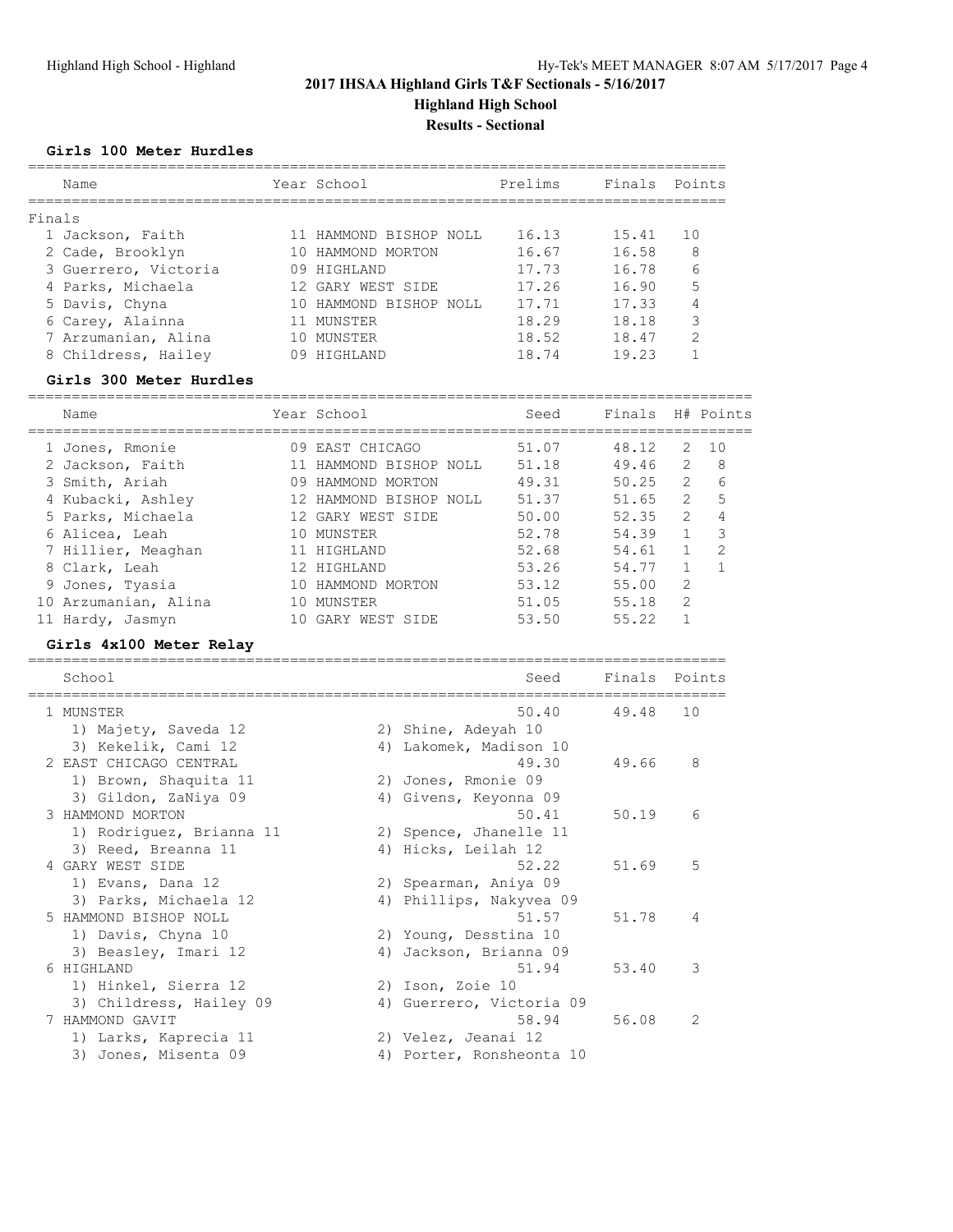# 2017 IHSAA Highland Girls T&F Sectionals - 5/16/2017

## Highland High School

### Results - Sectional

#### Girls 100 Meter Hurdles

**Finals**

| Place | Name | Year | School | Prelims | Finals | Points |
|---|---|---|---|---|---|---|
| 1 | Jackson, Faith | 11 | HAMMOND BISHOP NOLL | 16.13 | 15.41 | 10 |
| 2 | Cade, Brooklyn | 10 | HAMMOND MORTON | 16.67 | 16.58 | 8 |
| 3 | Guerrero, Victoria | 09 | HIGHLAND | 17.73 | 16.78 | 6 |
| 4 | Parks, Michaela | 12 | GARY WEST SIDE | 17.26 | 16.90 | 5 |
| 5 | Davis, Chyna | 10 | HAMMOND BISHOP NOLL | 17.71 | 17.33 | 4 |
| 6 | Carey, Alainna | 11 | MUNSTER | 18.29 | 18.18 | 3 |
| 7 | Arzumanian, Alina | 10 | MUNSTER | 18.52 | 18.47 | 2 |
| 8 | Childress, Hailey | 09 | HIGHLAND | 18.74 | 19.23 | 1 |

#### Girls 300 Meter Hurdles

| Place | Name | Year | School | Seed | Finals | H# | Points |
|---|---|---|---|---|---|---|---|
| 1 | Jones, Rmonie | 09 | EAST CHICAGO | 51.07 | 48.12 | 2 | 10 |
| 2 | Jackson, Faith | 11 | HAMMOND BISHOP NOLL | 51.18 | 49.46 | 2 | 8 |
| 3 | Smith, Ariah | 09 | HAMMOND MORTON | 49.31 | 50.25 | 2 | 6 |
| 4 | Kubacki, Ashley | 12 | HAMMOND BISHOP NOLL | 51.37 | 51.65 | 2 | 5 |
| 5 | Parks, Michaela | 12 | GARY WEST SIDE | 50.00 | 52.35 | 2 | 4 |
| 6 | Alicea, Leah | 10 | MUNSTER | 52.78 | 54.39 | 1 | 3 |
| 7 | Hillier, Meaghan | 11 | HIGHLAND | 52.68 | 54.61 | 1 | 2 |
| 8 | Clark, Leah | 12 | HIGHLAND | 53.26 | 54.77 | 1 | 1 |
| 9 | Jones, Tyasia | 10 | HAMMOND MORTON | 53.12 | 55.00 | 2 | |
| 10 | Arzumanian, Alina | 10 | MUNSTER | 51.05 | 55.18 | 2 | |
| 11 | Hardy, Jasmyn | 10 | GARY WEST SIDE | 53.50 | 55.22 | 1 | |

#### Girls 4x100 Meter Relay

| Place | School | Seed | Finals | Points |
|---|---|---|---|---|
| 1 | MUNSTER | 50.40 | 49.48 | 10 |
| | 1) Majety, Saveda 12; 2) Shine, Adeyah 10; 3) Kekelik, Cami 12; 4) Lakomek, Madison 10 | | | |
| 2 | EAST CHICAGO CENTRAL | 49.30 | 49.66 | 8 |
| | 1) Brown, Shaquita 11; 2) Jones, Rmonie 09; 3) Gildon, ZaNiya 09; 4) Givens, Keyonna 09 | | | |
| 3 | HAMMOND MORTON | 50.41 | 50.19 | 6 |
| | 1) Rodriguez, Brianna 11; 2) Spence, Jhanelle 11; 3) Reed, Breanna 11; 4) Hicks, Leilah 12 | | | |
| 4 | GARY WEST SIDE | 52.22 | 51.69 | 5 |
| | 1) Evans, Dana 12; 2) Spearman, Aniya 09; 3) Parks, Michaela 12; 4) Phillips, Nakyvea 09 | | | |
| 5 | HAMMOND BISHOP NOLL | 51.57 | 51.78 | 4 |
| | 1) Davis, Chyna 10; 2) Young, Desstina 10; 3) Beasley, Imari 12; 4) Jackson, Brianna 09 | | | |
| 6 | HIGHLAND | 51.94 | 53.40 | 3 |
| | 1) Hinkel, Sierra 12; 2) Ison, Zoie 10; 3) Childress, Hailey 09; 4) Guerrero, Victoria 09 | | | |
| 7 | HAMMOND GAVIT | 58.94 | 56.08 | 2 |
| | 1) Larks, Kaprecia 11; 2) Velez, Jeanai 12; 3) Jones, Misenta 09; 4) Porter, Ronsheonta 10 | | | |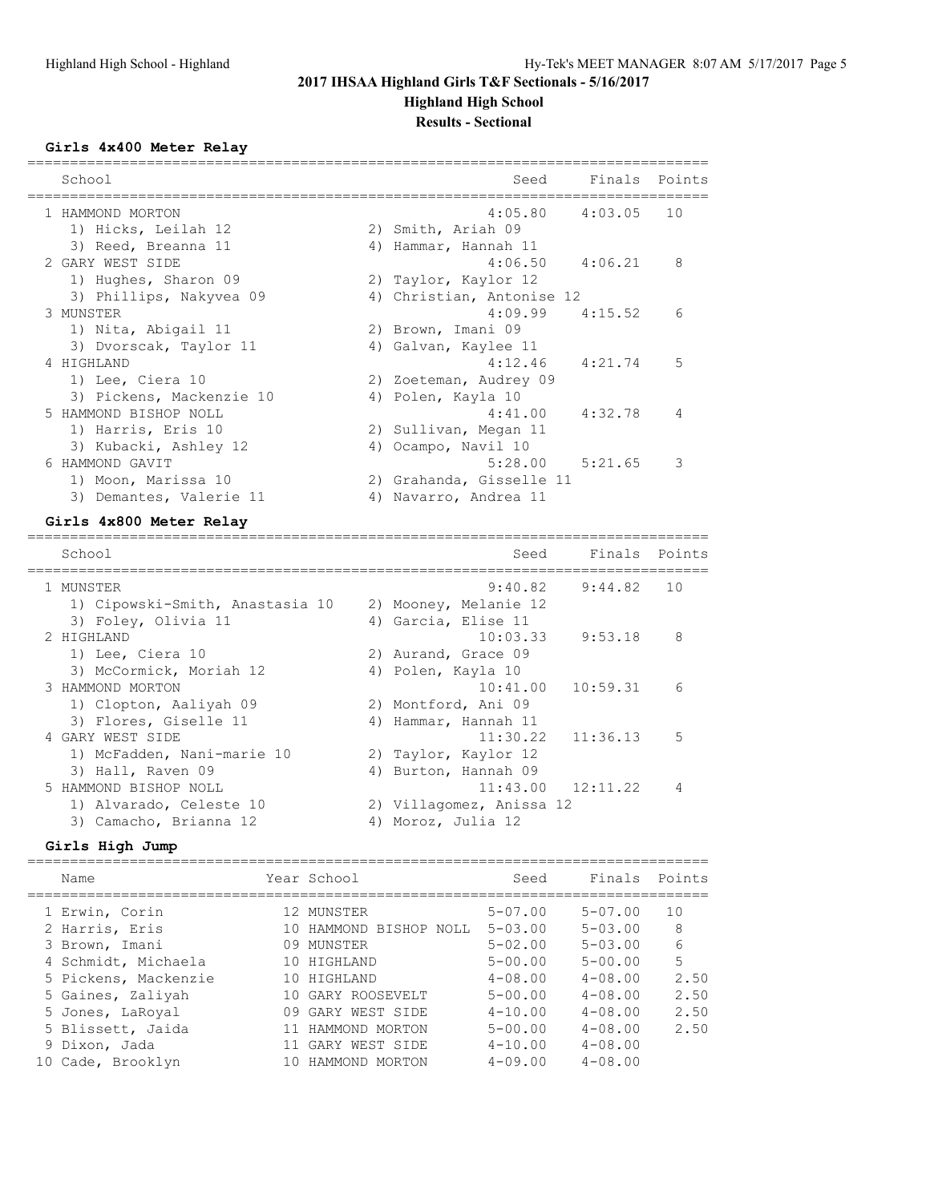# 2017 IHSAA Highland Girls T&F Sectionals - 5/16/2017

## Highland High School

### Results - Sectional

**Girls 4x400 Meter Relay**

| | School | Seed | Finals | Points |
|---|---|---|---|---|
| 1 | HAMMOND MORTON | 4:05.80 | 4:03.05 | 10 |
| | 1) Hicks, Leilah 12 / 2) Smith, Ariah 09 / 3) Reed, Breanna 11 / 4) Hammar, Hannah 11 | | | |
| 2 | GARY WEST SIDE | 4:06.50 | 4:06.21 | 8 |
| | 1) Hughes, Sharon 09 / 2) Taylor, Kaylor 12 / 3) Phillips, Nakyvea 09 / 4) Christian, Antonise 12 | | | |
| 3 | MUNSTER | 4:09.99 | 4:15.52 | 6 |
| | 1) Nita, Abigail 11 / 2) Brown, Imani 09 / 3) Dvorscak, Taylor 11 / 4) Galvan, Kaylee 11 | | | |
| 4 | HIGHLAND | 4:12.46 | 4:21.74 | 5 |
| | 1) Lee, Ciera 10 / 2) Zoeteman, Audrey 09 / 3) Pickens, Mackenzie 10 / 4) Polen, Kayla 10 | | | |
| 5 | HAMMOND BISHOP NOLL | 4:41.00 | 4:32.78 | 4 |
| | 1) Harris, Eris 10 / 2) Sullivan, Megan 11 / 3) Kubacki, Ashley 12 / 4) Ocampo, Navil 10 | | | |
| 6 | HAMMOND GAVIT | 5:28.00 | 5:21.65 | 3 |
| | 1) Moon, Marissa 10 / 2) Grahanda, Gisselle 11 / 3) Demantes, Valerie 11 / 4) Navarro, Andrea 11 | | | |

**Girls 4x800 Meter Relay**

| | School | Seed | Finals | Points |
|---|---|---|---|---|
| 1 | MUNSTER | 9:40.82 | 9:44.82 | 10 |
| | 1) Cipowski-Smith, Anastasia 10 / 2) Mooney, Melanie 12 / 3) Foley, Olivia 11 / 4) Garcia, Elise 11 | | | |
| 2 | HIGHLAND | 10:03.33 | 9:53.18 | 8 |
| | 1) Lee, Ciera 10 / 2) Aurand, Grace 09 / 3) McCormick, Moriah 12 / 4) Polen, Kayla 10 | | | |
| 3 | HAMMOND MORTON | 10:41.00 | 10:59.31 | 6 |
| | 1) Clopton, Aaliyah 09 / 2) Montford, Ani 09 / 3) Flores, Giselle 11 / 4) Hammar, Hannah 11 | | | |
| 4 | GARY WEST SIDE | 11:30.22 | 11:36.13 | 5 |
| | 1) McFadden, Nani-marie 10 / 2) Taylor, Kaylor 12 / 3) Hall, Raven 09 / 4) Burton, Hannah 09 | | | |
| 5 | HAMMOND BISHOP NOLL | 11:43.00 | 12:11.22 | 4 |
| | 1) Alvarado, Celeste 10 / 2) Villagomez, Anissa 12 / 3) Camacho, Brianna 12 / 4) Moroz, Julia 12 | | | |

**Girls High Jump**

| | Name | Year | School | Seed | Finals | Points |
|---|---|---|---|---|---|---|
| 1 | Erwin, Corin | 12 | MUNSTER | 5-07.00 | 5-07.00 | 10 |
| 2 | Harris, Eris | 10 | HAMMOND BISHOP NOLL | 5-03.00 | 5-03.00 | 8 |
| 3 | Brown, Imani | 09 | MUNSTER | 5-02.00 | 5-03.00 | 6 |
| 4 | Schmidt, Michaela | 10 | HIGHLAND | 5-00.00 | 5-00.00 | 5 |
| 5 | Pickens, Mackenzie | 10 | HIGHLAND | 4-08.00 | 4-08.00 | 2.50 |
| 5 | Gaines, Zaliyah | 10 | GARY ROOSEVELT | 5-00.00 | 4-08.00 | 2.50 |
| 5 | Jones, LaRoyal | 09 | GARY WEST SIDE | 4-10.00 | 4-08.00 | 2.50 |
| 5 | Blissett, Jaida | 11 | HAMMOND MORTON | 5-00.00 | 4-08.00 | 2.50 |
| 9 | Dixon, Jada | 11 | GARY WEST SIDE | 4-10.00 | 4-08.00 | |
| 10 | Cade, Brooklyn | 10 | HAMMOND MORTON | 4-09.00 | 4-08.00 | |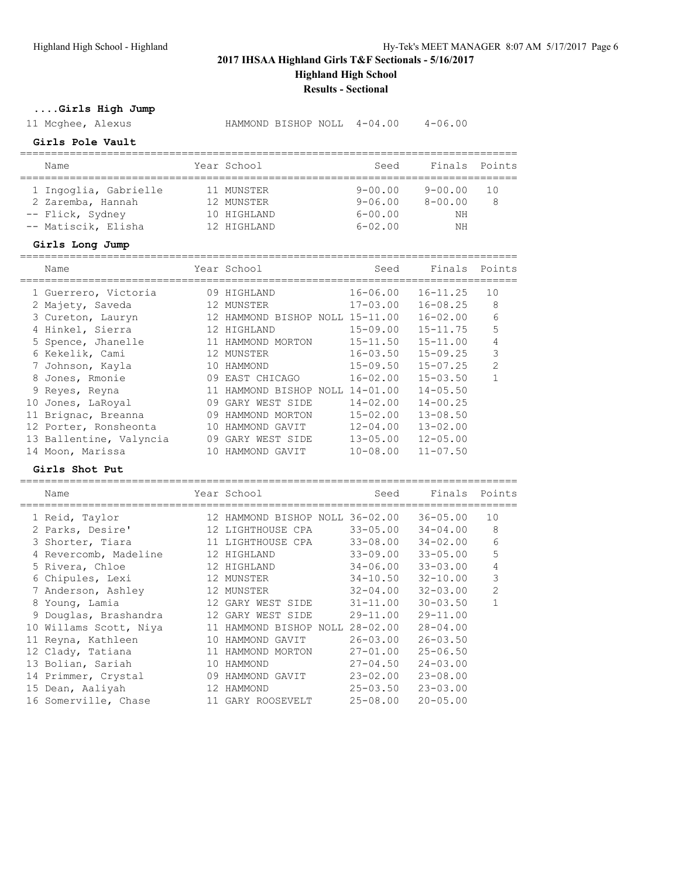# 2017 IHSAA Highland Girls T&F Sectionals - 5/16/2017

## Highland High School

## Results - Sectional

### ....Girls High Jump

| Name | Year | School | Seed | Finals | Points |
|---|---|---|---|---|---|
| 11 Mcghee, Alexus | | HAMMOND BISHOP NOLL | 4-04.00 | 4-06.00 | |

### Girls Pole Vault

| Name | Year | School | Seed | Finals | Points |
|---|---|---|---|---|---|
| 1 Ingoglia, Gabrielle | 11 | MUNSTER | 9-00.00 | 9-00.00 | 10 |
| 2 Zaremba, Hannah | 12 | MUNSTER | 9-06.00 | 8-00.00 | 8 |
| -- Flick, Sydney | 10 | HIGHLAND | 6-00.00 | NH | |
| -- Matiscik, Elisha | 12 | HIGHLAND | 6-02.00 | NH | |

### Girls Long Jump

| Name | Year | School | Seed | Finals | Points |
|---|---|---|---|---|---|
| 1 Guerrero, Victoria | 09 | HIGHLAND | 16-06.00 | 16-11.25 | 10 |
| 2 Majety, Saveda | 12 | MUNSTER | 17-03.00 | 16-08.25 | 8 |
| 3 Cureton, Lauryn | 12 | HAMMOND BISHOP NOLL | 15-11.00 | 16-02.00 | 6 |
| 4 Hinkel, Sierra | 12 | HIGHLAND | 15-09.00 | 15-11.75 | 5 |
| 5 Spence, Jhanelle | 11 | HAMMOND MORTON | 15-11.50 | 15-11.00 | 4 |
| 6 Kekelik, Cami | 12 | MUNSTER | 16-03.50 | 15-09.25 | 3 |
| 7 Johnson, Kayla | 10 | HAMMOND | 15-09.50 | 15-07.25 | 2 |
| 8 Jones, Rmonie | 09 | EAST CHICAGO | 16-02.00 | 15-03.50 | 1 |
| 9 Reyes, Reyna | 11 | HAMMOND BISHOP NOLL | 14-01.00 | 14-05.50 | |
| 10 Jones, LaRoyal | 09 | GARY WEST SIDE | 14-02.00 | 14-00.25 | |
| 11 Brignac, Breanna | 09 | HAMMOND MORTON | 15-02.00 | 13-08.50 | |
| 12 Porter, Ronsheonta | 10 | HAMMOND GAVIT | 12-04.00 | 13-02.00 | |
| 13 Ballentine, Valyncia | 09 | GARY WEST SIDE | 13-05.00 | 12-05.00 | |
| 14 Moon, Marissa | 10 | HAMMOND GAVIT | 10-08.00 | 11-07.50 | |

### Girls Shot Put

| Name | Year | School | Seed | Finals | Points |
|---|---|---|---|---|---|
| 1 Reid, Taylor | 12 | HAMMOND BISHOP NOLL | 36-02.00 | 36-05.00 | 10 |
| 2 Parks, Desire' | 12 | LIGHTHOUSE CPA | 33-05.00 | 34-04.00 | 8 |
| 3 Shorter, Tiara | 11 | LIGHTHOUSE CPA | 33-08.00 | 34-02.00 | 6 |
| 4 Revercomb, Madeline | 12 | HIGHLAND | 33-09.00 | 33-05.00 | 5 |
| 5 Rivera, Chloe | 12 | HIGHLAND | 34-06.00 | 33-03.00 | 4 |
| 6 Chipules, Lexi | 12 | MUNSTER | 34-10.50 | 32-10.00 | 3 |
| 7 Anderson, Ashley | 12 | MUNSTER | 32-04.00 | 32-03.00 | 2 |
| 8 Young, Lamia | 12 | GARY WEST SIDE | 31-11.00 | 30-03.50 | 1 |
| 9 Douglas, Brashandra | 12 | GARY WEST SIDE | 29-11.00 | 29-11.00 | |
| 10 Willams Scott, Niya | 11 | HAMMOND BISHOP NOLL | 28-02.00 | 28-04.00 | |
| 11 Reyna, Kathleen | 10 | HAMMOND GAVIT | 26-03.00 | 26-03.50 | |
| 12 Clady, Tatiana | 11 | HAMMOND MORTON | 27-01.00 | 25-06.50 | |
| 13 Bolian, Sariah | 10 | HAMMOND | 27-04.50 | 24-03.00 | |
| 14 Primmer, Crystal | 09 | HAMMOND GAVIT | 23-02.00 | 23-08.00 | |
| 15 Dean, Aaliyah | 12 | HAMMOND | 25-03.50 | 23-03.00 | |
| 16 Somerville, Chase | 11 | GARY ROOSEVELT | 25-08.00 | 20-05.00 | |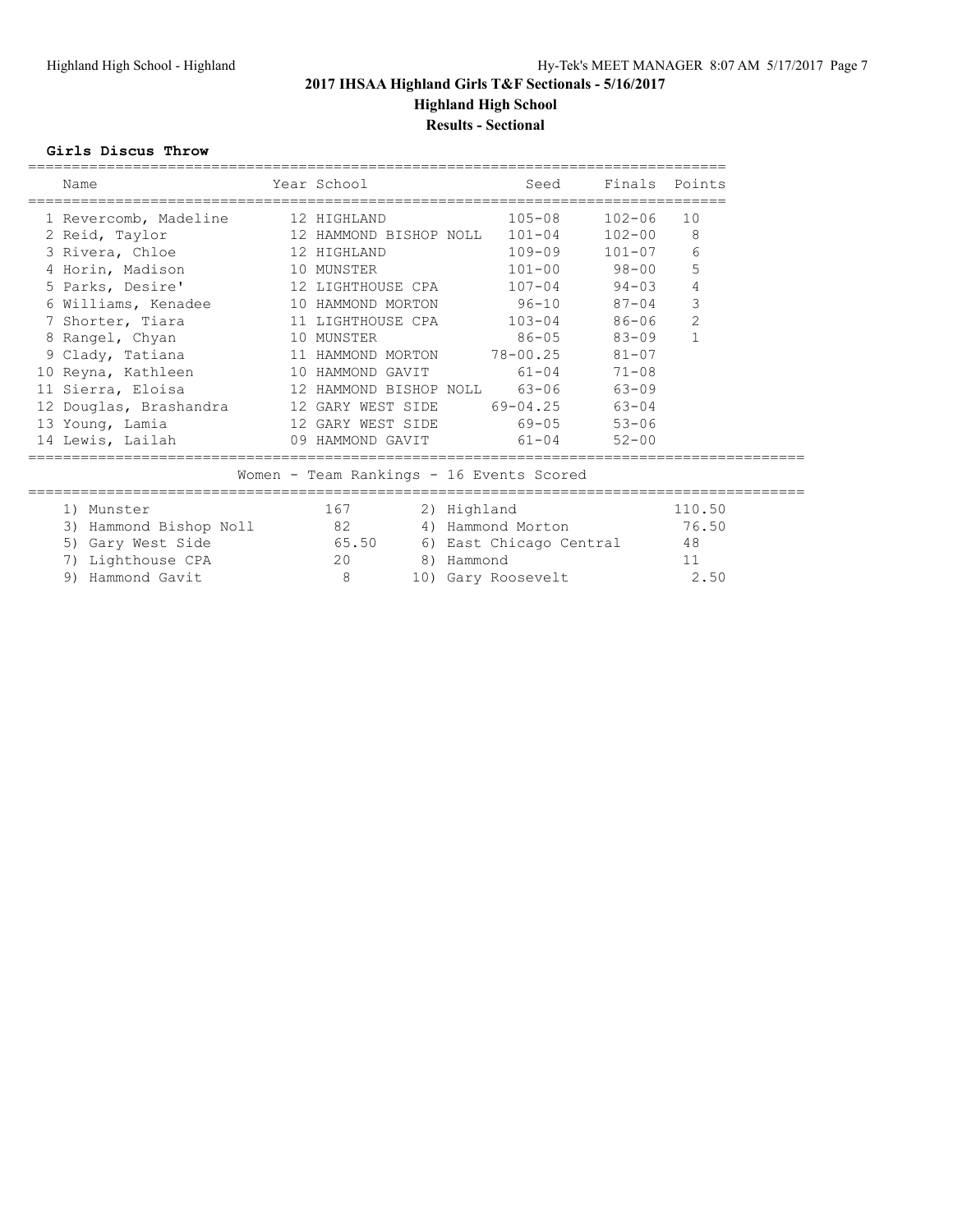# 2017 IHSAA Highland Girls T&F Sectionals - 5/16/2017

## Highland High School

## Results - Sectional

### Girls Discus Throw

| | Name | Year | School | Seed | Finals | Points |
|---|---|---|---|---|---|---|
| 1 | Revercomb, Madeline | 12 | HIGHLAND | 105-08 | 102-06 | 10 |
| 2 | Reid, Taylor | 12 | HAMMOND BISHOP NOLL | 101-04 | 102-00 | 8 |
| 3 | Rivera, Chloe | 12 | HIGHLAND | 109-09 | 101-07 | 6 |
| 4 | Horin, Madison | 10 | MUNSTER | 101-00 | 98-00 | 5 |
| 5 | Parks, Desire' | 12 | LIGHTHOUSE CPA | 107-04 | 94-03 | 4 |
| 6 | Williams, Kenadee | 10 | HAMMOND MORTON | 96-10 | 87-04 | 3 |
| 7 | Shorter, Tiara | 11 | LIGHTHOUSE CPA | 103-04 | 86-06 | 2 |
| 8 | Rangel, Chyan | 10 | MUNSTER | 86-05 | 83-09 | 1 |
| 9 | Clady, Tatiana | 11 | HAMMOND MORTON | 78-00.25 | 81-07 | |
| 10 | Reyna, Kathleen | 10 | HAMMOND GAVIT | 61-04 | 71-08 | |
| 11 | Sierra, Eloisa | 12 | HAMMOND BISHOP NOLL | 63-06 | 63-09 | |
| 12 | Douglas, Brashandra | 12 | GARY WEST SIDE | 69-04.25 | 63-04 | |
| 13 | Young, Lamia | 12 | GARY WEST SIDE | 69-05 | 53-06 | |
| 14 | Lewis, Lailah | 09 | HAMMOND GAVIT | 61-04 | 52-00 | |

### Women - Team Rankings - 16 Events Scored

| | | | |
|---|---|---|---|
| 1) Munster | 167 | 2) Highland | 110.50 |
| 3) Hammond Bishop Noll | 82 | 4) Hammond Morton | 76.50 |
| 5) Gary West Side | 65.50 | 6) East Chicago Central | 48 |
| 7) Lighthouse CPA | 20 | 8) Hammond | 11 |
| 9) Hammond Gavit | 8 | 10) Gary Roosevelt | 2.50 |